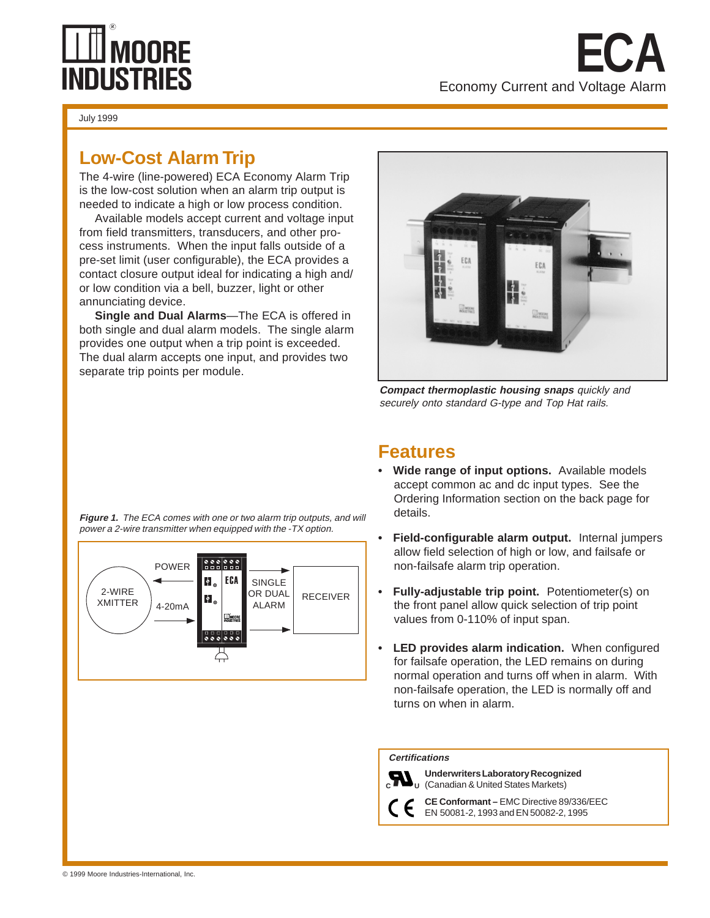# MOORE INDUSTRIES

# ECA

Economy Current and Voltage Alarm

July 1999

## Low-Cost Alarm Trip

The 4-wire (line-powered) ECA Economy Alarm Trip is the low-cost solution when an alarm trip output is needed to indicate a high or low process condition.

Available models accept current and voltage input from field transmitters, transducers, and other process instruments. When the input falls outside of a pre-set limit (user configurable), the ECA provides a contact closure output ideal for indicating a high and/or low condition via a bell, buzzer, light or other annunciating device.

**Single and Dual Alarms**—The ECA is offered in both single and dual alarm models. The single alarm provides one output when a trip point is exceeded. The dual alarm accepts one input, and provides two separate trip points per module.

***Compact thermoplastic housing snaps*** *quickly and securely onto standard G-type and Top Hat rails.*

***Figure 1.*** *The ECA comes with one or two alarm trip outputs, and will power a 2-wire transmitter when equipped with the -TX option.*

2-WIRE XMITTER — POWER — 4-20mA — ECA — SINGLE OR DUAL ALARM — RECEIVER

## Features

- **Wide range of input options.** Available models accept common ac and dc input types. See the Ordering Information section on the back page for details.
- **Field-configurable alarm output.** Internal jumpers allow field selection of high or low, and failsafe or non-failsafe alarm trip operation.
- **Fully-adjustable trip point.** Potentiometer(s) on the front panel allow quick selection of trip point values from 0-110% of input span.
- **LED provides alarm indication.** When configured for failsafe operation, the LED remains on during normal operation and turns off when in alarm. With non-failsafe operation, the LED is normally off and turns on when in alarm.

***Certifications***

**Underwriters Laboratory Recognized** (Canadian & United States Markets)

**CE Conformant –** EMC Directive 89/336/EEC EN 50081-2, 1993 and EN 50082-2, 1995

© 1999 Moore Industries-International, Inc.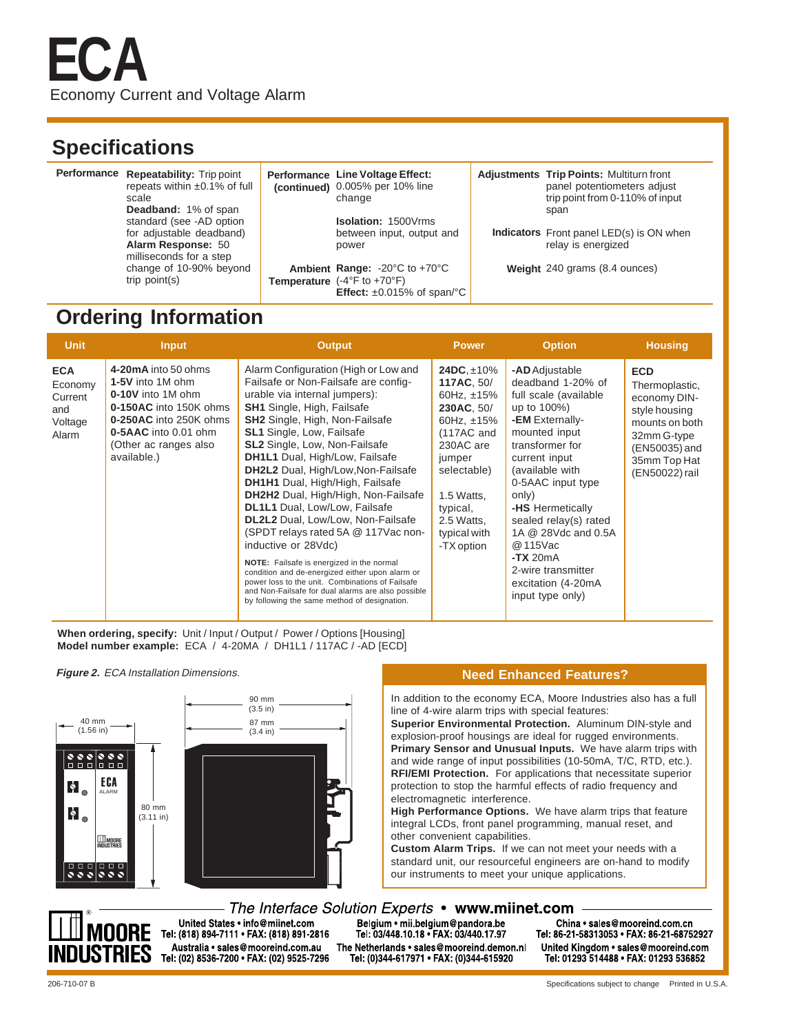# ECA

Economy Current and Voltage Alarm

## Specifications

**Performance**
- **Repeatability:** Trip point repeats within ±0.1% of full scale
- **Deadband:** 1% of span standard (see -AD option for adjustable deadband)
- **Alarm Response:** 50 milliseconds for a step change of 10-90% beyond trip point(s)

**Performance (continued)**
- **Line Voltage Effect:** 0.005% per 10% line change
- **Isolation:** 1500Vrms between input, output and power

**Ambient Temperature**
- **Range:** -20°C to +70°C (-4°F to +70°F)
- **Effect:** ±0.015% of span/°C

**Adjustments**
- **Trip Points:** Multiturn front panel potentiometers adjust trip point from 0-110% of input span

**Indicators** Front panel LED(s) is ON when relay is energized

**Weight** 240 grams (8.4 ounces)

## Ordering Information

| Unit | Input | Output | Power | Option | Housing |
|---|---|---|---|---|---|
| **ECA** Economy Current and Voltage Alarm | **4-20mA** into 50 ohms<br>**1-5V** into 1M ohm<br>**0-10V** into 1M ohm<br>**0-150AC** into 150K ohms<br>**0-250AC** into 250K ohms<br>**0-5AAC** into 0.01 ohm<br>(Other ac ranges also available.) | Alarm Configuration (High or Low and Failsafe or Non-Failsafe are configurable via internal jumpers):<br>**SH1** Single, High, Failsafe<br>**SH2** Single, High, Non-Failsafe<br>**SL1** Single, Low, Failsafe<br>**SL2** Single, Low, Non-Failsafe<br>**DH1L1** Dual, High/Low, Failsafe<br>**DH2L2** Dual, High/Low,Non-Failsafe<br>**DH1H1** Dual, High/High, Failsafe<br>**DH2H2** Dual, High/High, Non-Failsafe<br>**DL1L1** Dual, Low/Low, Failsafe<br>**DL2L2** Dual, Low/Low, Non-Failsafe<br>(SPDT relays rated 5A @ 117Vac non-inductive or 28Vdc)<br>**NOTE:** Failsafe is energized in the normal condition and de-energized either upon alarm or power loss to the unit. Combinations of Failsafe and Non-Failsafe for dual alarms are also possible by following the same method of designation. | **24DC**, ±10%<br>**117AC**, 50/ 60Hz, ±15%<br>**230AC**, 50/ 60Hz, ±15%<br>(117AC and 230AC are jumper selectable)<br>1.5 Watts, typical, 2.5 Watts, typical with -TX option | **-AD** Adjustable deadband 1-20% of full scale (available up to 100%)<br>**-EM** Externally-mounted input transformer for current input (available with 0-5AAC input type only)<br>**-HS** Hermetically sealed relay(s) rated 1A @ 28Vdc and 0.5A @115Vac<br>**-TX** 20mA 2-wire transmitter excitation (4-20mA input type only) | **ECD** Thermoplastic, economy DIN-style housing mounts on both 32mm G-type (EN50035) and 35mm Top Hat (EN50022) rail |

**When ordering, specify:** Unit / Input / Output / Power / Options [Housing]
**Model number example:** ECA / 4-20MA / DH1L1 / 117AC / -AD [ECD]

***Figure 2.*** *ECA Installation Dimensions.*

40 mm
(1.56 in)

90 mm
(3.5 in)

87 mm
(3.4 in)

80 mm
(3.11 in)

ECA
ALARM

MOORE INDUSTRIES

### Need Enhanced Features?

In addition to the economy ECA, Moore Industries also has a full line of 4-wire alarm trips with special features:

**Superior Environmental Protection.** Aluminum DIN-style and explosion-proof housings are ideal for rugged environments.

**Primary Sensor and Unusual Inputs.** We have alarm trips with and wide range of input possibilities (10-50mA, T/C, RTD, etc.).

**RFI/EMI Protection.** For applications that necessitate superior protection to stop the harmful effects of radio frequency and electromagnetic interference.

**High Performance Options.** We have alarm trips that feature integral LCDs, front panel programming, manual reset, and other convenient capabilities.

**Custom Alarm Trips.** If we can not meet your needs with a standard unit, our resourceful engineers are on-hand to modify our instruments to meet your unique applications.

*The Interface Solution Experts* • **www.miinet.com**

MOORE INDUSTRIES

United States • info@miinet.com
Tel: (818) 894-7111 • FAX: (818) 891-2816

Australia • sales@mooreind.com.au
Tel: (02) 8536-7200 • FAX: (02) 9525-7296

Belgium • mii.belgium@pandora.be
Tel: 03/448.10.18 • FAX: 03/440.17.97

The Netherlands • sales@mooreind.demon.nl
Tel: (0)344-617971 • FAX: (0)344-615920

China • sales@mooreind.com.cn
Tel: 86-21-58313053 • FAX: 86-21-68752927

United Kingdom • sales@mooreind.com
Tel: 01293 514488 • FAX: 01293 536852

206-710-07 B

Specifications subject to change   Printed in U.S.A.